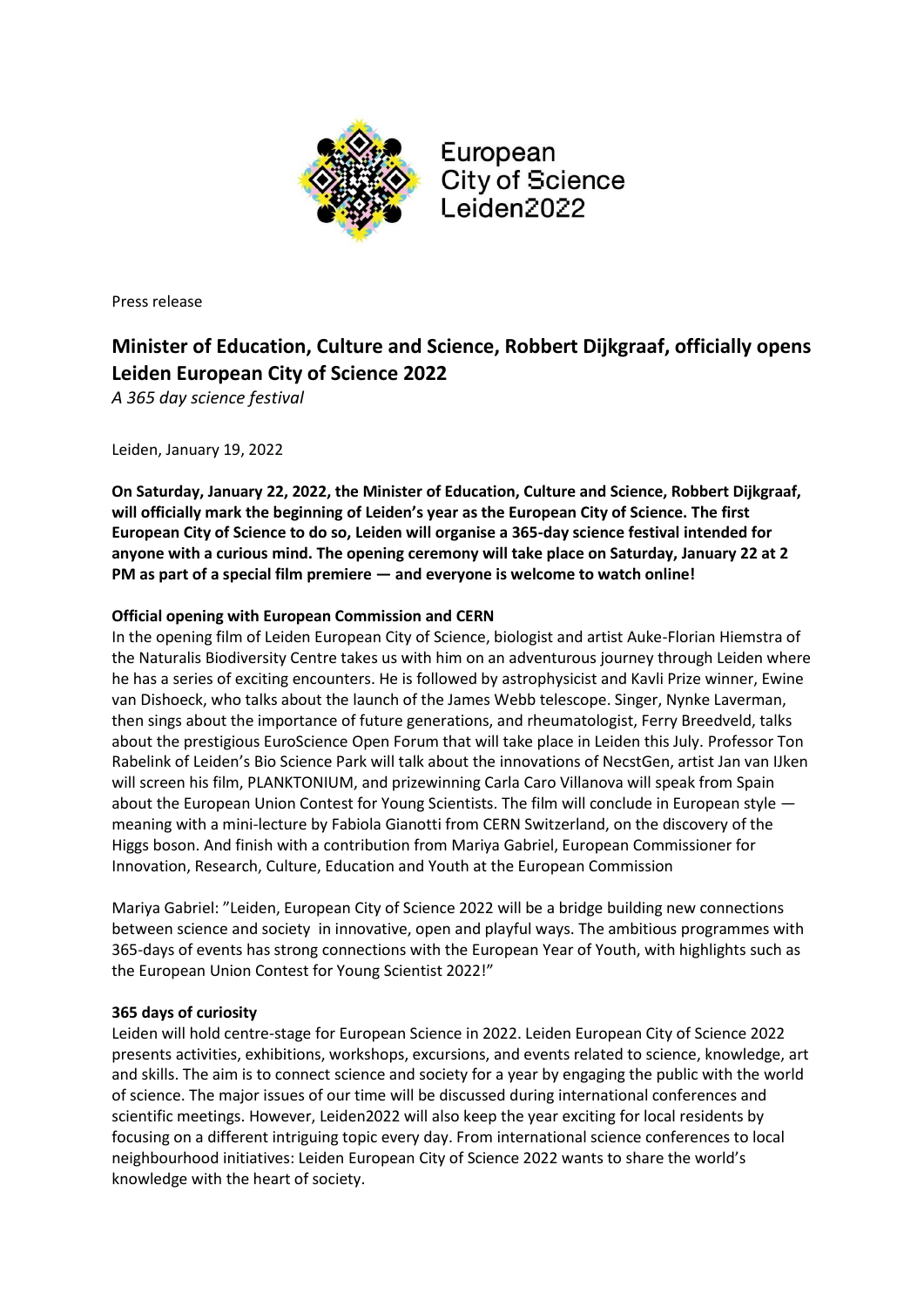European City of Science Leiden2022

Press release

# Minister of Education, Culture and Science, Robbert Dijkgraaf, officially opens Leiden European City of Science 2022

*A 365 day science festival*

Leiden, January 19, 2022

**On Saturday, January 22, 2022, the Minister of Education, Culture and Science, Robbert Dijkgraaf, will officially mark the beginning of Leiden's year as the European City of Science. The first European City of Science to do so, Leiden will organise a 365-day science festival intended for anyone with a curious mind. The opening ceremony will take place on Saturday, January 22 at 2 PM as part of a special film premiere — and everyone is welcome to watch online!**

## Official opening with European Commission and CERN

In the opening film of Leiden European City of Science, biologist and artist Auke-Florian Hiemstra of the Naturalis Biodiversity Centre takes us with him on an adventurous journey through Leiden where he has a series of exciting encounters. He is followed by astrophysicist and Kavli Prize winner, Ewine van Dishoeck, who talks about the launch of the James Webb telescope. Singer, Nynke Laverman, then sings about the importance of future generations, and rheumatologist, Ferry Breedveld, talks about the prestigious EuroScience Open Forum that will take place in Leiden this July. Professor Ton Rabelink of Leiden's Bio Science Park will talk about the innovations of NecstGen, artist Jan van IJken will screen his film, PLANKTONIUM, and prizewinning Carla Caro Villanova will speak from Spain about the European Union Contest for Young Scientists. The film will conclude in European style — meaning with a mini-lecture by Fabiola Gianotti from CERN Switzerland, on the discovery of the Higgs boson. And finish with a contribution from Mariya Gabriel, European Commissioner for Innovation, Research, Culture, Education and Youth at the European Commission

Mariya Gabriel: "Leiden, European City of Science 2022 will be a bridge building new connections between science and society  in innovative, open and playful ways. The ambitious programmes with 365-days of events has strong connections with the European Year of Youth, with highlights such as the European Union Contest for Young Scientist 2022!"

## 365 days of curiosity

Leiden will hold centre-stage for European Science in 2022. Leiden European City of Science 2022 presents activities, exhibitions, workshops, excursions, and events related to science, knowledge, art and skills. The aim is to connect science and society for a year by engaging the public with the world of science. The major issues of our time will be discussed during international conferences and scientific meetings. However, Leiden2022 will also keep the year exciting for local residents by focusing on a different intriguing topic every day. From international science conferences to local neighbourhood initiatives: Leiden European City of Science 2022 wants to share the world's knowledge with the heart of society.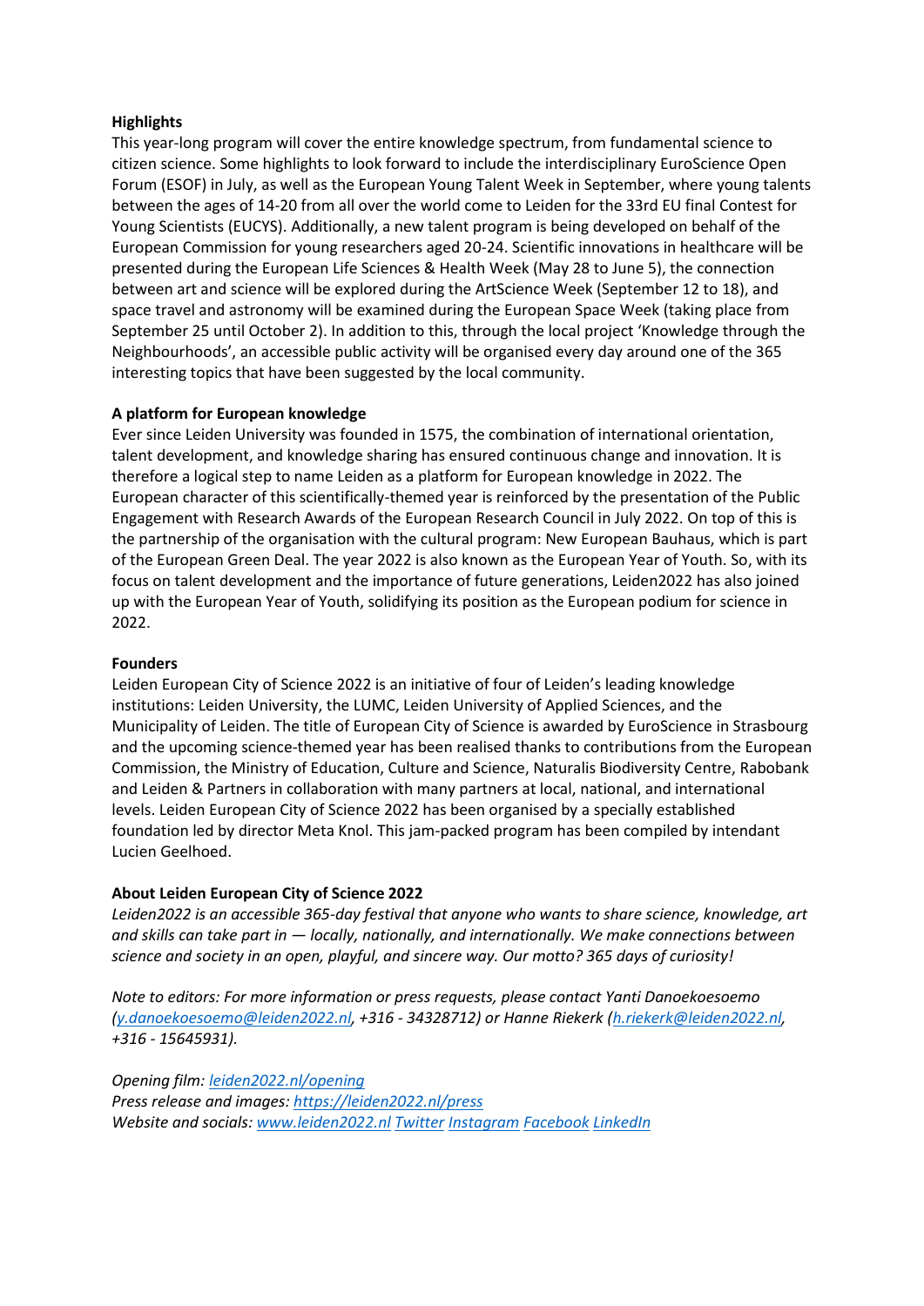**Highlights**

This year-long program will cover the entire knowledge spectrum, from fundamental science to citizen science. Some highlights to look forward to include the interdisciplinary EuroScience Open Forum (ESOF) in July, as well as the European Young Talent Week in September, where young talents between the ages of 14-20 from all over the world come to Leiden for the 33rd EU final Contest for Young Scientists (EUCYS). Additionally, a new talent program is being developed on behalf of the European Commission for young researchers aged 20-24. Scientific innovations in healthcare will be presented during the European Life Sciences & Health Week (May 28 to June 5), the connection between art and science will be explored during the ArtScience Week (September 12 to 18), and space travel and astronomy will be examined during the European Space Week (taking place from September 25 until October 2). In addition to this, through the local project 'Knowledge through the Neighbourhoods', an accessible public activity will be organised every day around one of the 365 interesting topics that have been suggested by the local community.

**A platform for European knowledge**

Ever since Leiden University was founded in 1575, the combination of international orientation, talent development, and knowledge sharing has ensured continuous change and innovation. It is therefore a logical step to name Leiden as a platform for European knowledge in 2022. The European character of this scientifically-themed year is reinforced by the presentation of the Public Engagement with Research Awards of the European Research Council in July 2022. On top of this is the partnership of the organisation with the cultural program: New European Bauhaus, which is part of the European Green Deal. The year 2022 is also known as the European Year of Youth. So, with its focus on talent development and the importance of future generations, Leiden2022 has also joined up with the European Year of Youth, solidifying its position as the European podium for science in 2022.

**Founders**

Leiden European City of Science 2022 is an initiative of four of Leiden's leading knowledge institutions: Leiden University, the LUMC, Leiden University of Applied Sciences, and the Municipality of Leiden. The title of European City of Science is awarded by EuroScience in Strasbourg and the upcoming science-themed year has been realised thanks to contributions from the European Commission, the Ministry of Education, Culture and Science, Naturalis Biodiversity Centre, Rabobank and Leiden & Partners in collaboration with many partners at local, national, and international levels. Leiden European City of Science 2022 has been organised by a specially established foundation led by director Meta Knol. This jam-packed program has been compiled by intendant Lucien Geelhoed.

**About Leiden European City of Science 2022**

*Leiden2022 is an accessible 365-day festival that anyone who wants to share science, knowledge, art and skills can take part in — locally, nationally, and internationally. We make connections between science and society in an open, playful, and sincere way. Our motto? 365 days of curiosity!*

*Note to editors: For more information or press requests, please contact Yanti Danoekoesoemo (y.danoekoesoemo@leiden2022.nl, +316 - 34328712) or Hanne Riekerk (h.riekerk@leiden2022.nl, +316 - 15645931).*

*Opening film: leiden2022.nl/opening*
*Press release and images: https://leiden2022.nl/press*
*Website and socials: www.leiden2022.nl Twitter Instagram Facebook LinkedIn*